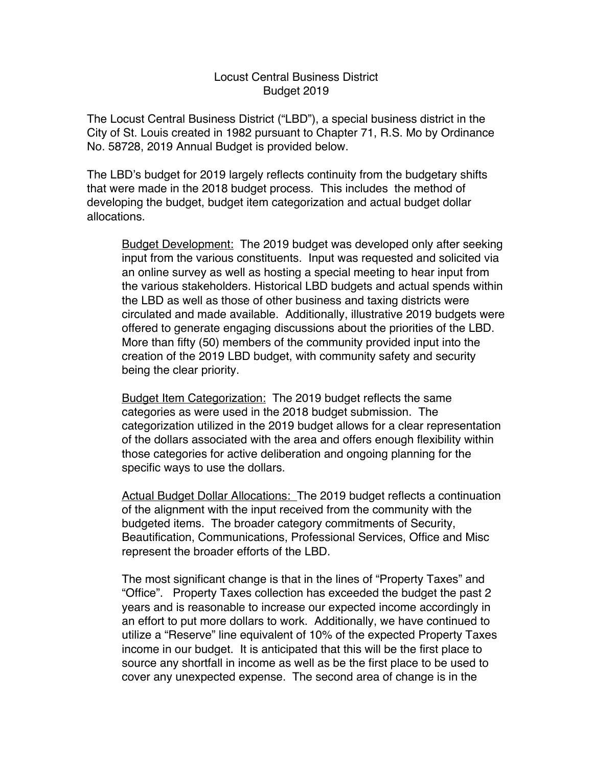# Locust Central Business District
## Budget 2019

The Locust Central Business District ("LBD"), a special business district in the City of St. Louis created in 1982 pursuant to Chapter 71, R.S. Mo by Ordinance No. 58728, 2019 Annual Budget is provided below.

The LBD's budget for 2019 largely reflects continuity from the budgetary shifts that were made in the 2018 budget process. This includes the method of developing the budget, budget item categorization and actual budget dollar allocations.

<u>Budget Development:</u> The 2019 budget was developed only after seeking input from the various constituents. Input was requested and solicited via an online survey as well as hosting a special meeting to hear input from the various stakeholders. Historical LBD budgets and actual spends within the LBD as well as those of other business and taxing districts were circulated and made available. Additionally, illustrative 2019 budgets were offered to generate engaging discussions about the priorities of the LBD. More than fifty (50) members of the community provided input into the creation of the 2019 LBD budget, with community safety and security being the clear priority.

<u>Budget Item Categorization:</u> The 2019 budget reflects the same categories as were used in the 2018 budget submission. The categorization utilized in the 2019 budget allows for a clear representation of the dollars associated with the area and offers enough flexibility within those categories for active deliberation and ongoing planning for the specific ways to use the dollars.

<u>Actual Budget Dollar Allocations:</u> The 2019 budget reflects a continuation of the alignment with the input received from the community with the budgeted items. The broader category commitments of Security, Beautification, Communications, Professional Services, Office and Misc represent the broader efforts of the LBD.

The most significant change is that in the lines of "Property Taxes" and "Office". Property Taxes collection has exceeded the budget the past 2 years and is reasonable to increase our expected income accordingly in an effort to put more dollars to work. Additionally, we have continued to utilize a "Reserve" line equivalent of 10% of the expected Property Taxes income in our budget. It is anticipated that this will be the first place to source any shortfall in income as well as be the first place to be used to cover any unexpected expense. The second area of change is in the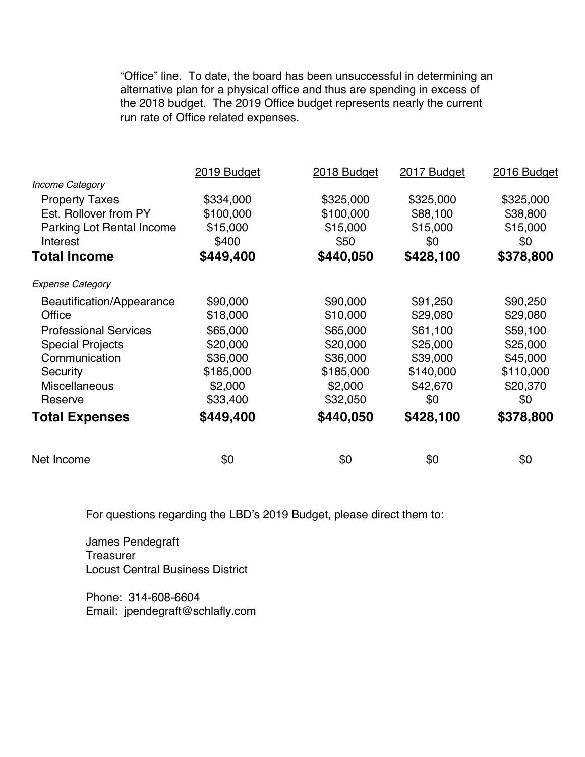"Office" line. To date, the board has been unsuccessful in determining an alternative plan for a physical office and thus are spending in excess of the 2018 budget. The 2019 Office budget represents nearly the current run rate of Office related expenses.

| | 2019 Budget | 2018 Budget | 2017 Budget | 2016 Budget |
|---|---|---|---|---|
| *Income Category* | | | | |
| Property Taxes | $334,000 | $325,000 | $325,000 | $325,000 |
| Est. Rollover from PY | $100,000 | $100,000 | $88,100 | $38,800 |
| Parking Lot Rental Income | $15,000 | $15,000 | $15,000 | $15,000 |
| Interest | $400 | $50 | $0 | $0 |
| **Total Income** | **$449,400** | **$440,050** | **$428,100** | **$378,800** |
| *Expense Category* | | | | |
| Beautification/Appearance | $90,000 | $90,000 | $91,250 | $90,250 |
| Office | $18,000 | $10,000 | $29,080 | $29,080 |
| Professional Services | $65,000 | $65,000 | $61,100 | $59,100 |
| Special Projects | $20,000 | $20,000 | $25,000 | $25,000 |
| Communication | $36,000 | $36,000 | $39,000 | $45,000 |
| Security | $185,000 | $185,000 | $140,000 | $110,000 |
| Miscellaneous | $2,000 | $2,000 | $42,670 | $20,370 |
| Reserve | $33,400 | $32,050 | $0 | $0 |
| **Total Expenses** | **$449,400** | **$440,050** | **$428,100** | **$378,800** |
| Net Income | $0 | $0 | $0 | $0 |

For questions regarding the LBD's 2019 Budget, please direct them to:

James Pendegraft
Treasurer
Locust Central Business District

Phone: 314-608-6604
Email: jpendegraft@schlafly.com